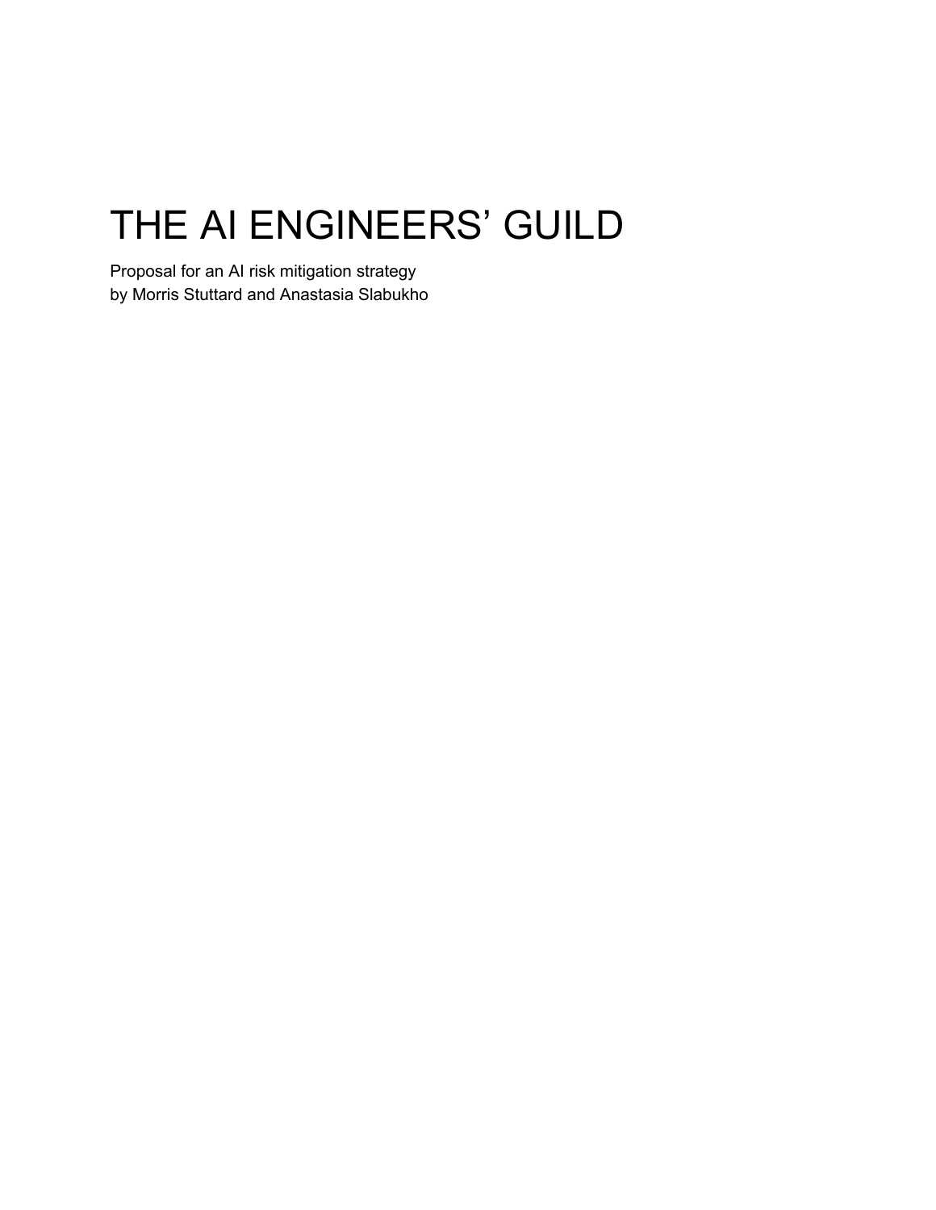# THE AI ENGINEERS' GUILD

Proposal for an AI risk mitigation strategy
by Morris Stuttard and Anastasia Slabukho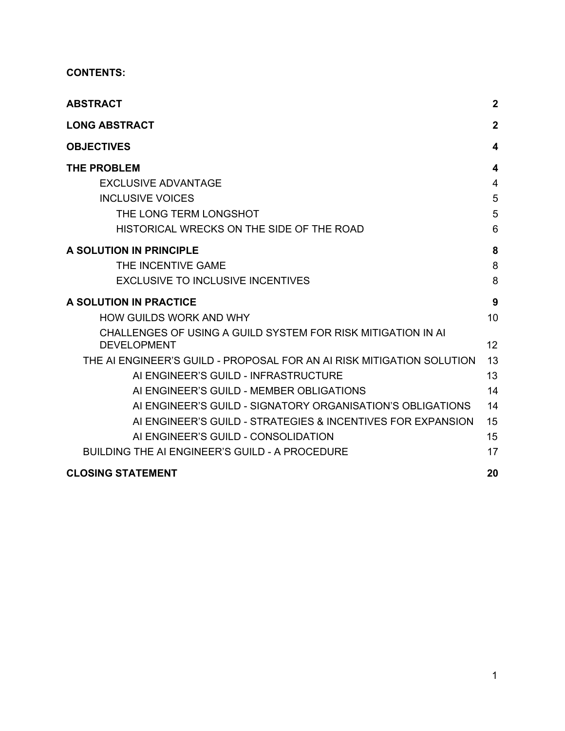**CONTENTS:**

| | |
|---|---|
| **ABSTRACT** | **2** |
| **LONG ABSTRACT** | **2** |
| **OBJECTIVES** | **4** |
| **THE PROBLEM** | **4** |
| EXCLUSIVE ADVANTAGE | 4 |
| INCLUSIVE VOICES | 5 |
| THE LONG TERM LONGSHOT | 5 |
| HISTORICAL WRECKS ON THE SIDE OF THE ROAD | 6 |
| **A SOLUTION IN PRINCIPLE** | **8** |
| THE INCENTIVE GAME | 8 |
| EXCLUSIVE TO INCLUSIVE INCENTIVES | 8 |
| **A SOLUTION IN PRACTICE** | **9** |
| HOW GUILDS WORK AND WHY | 10 |
| CHALLENGES OF USING A GUILD SYSTEM FOR RISK MITIGATION IN AI DEVELOPMENT | 12 |
| THE AI ENGINEER'S GUILD - PROPOSAL FOR AN AI RISK MITIGATION SOLUTION | 13 |
| AI ENGINEER'S GUILD - INFRASTRUCTURE | 13 |
| AI ENGINEER'S GUILD - MEMBER OBLIGATIONS | 14 |
| AI ENGINEER'S GUILD - SIGNATORY ORGANISATION'S OBLIGATIONS | 14 |
| AI ENGINEER'S GUILD - STRATEGIES & INCENTIVES FOR EXPANSION | 15 |
| AI ENGINEER'S GUILD - CONSOLIDATION | 15 |
| BUILDING THE AI ENGINEER'S GUILD - A PROCEDURE | 17 |
| **CLOSING STATEMENT** | **20** |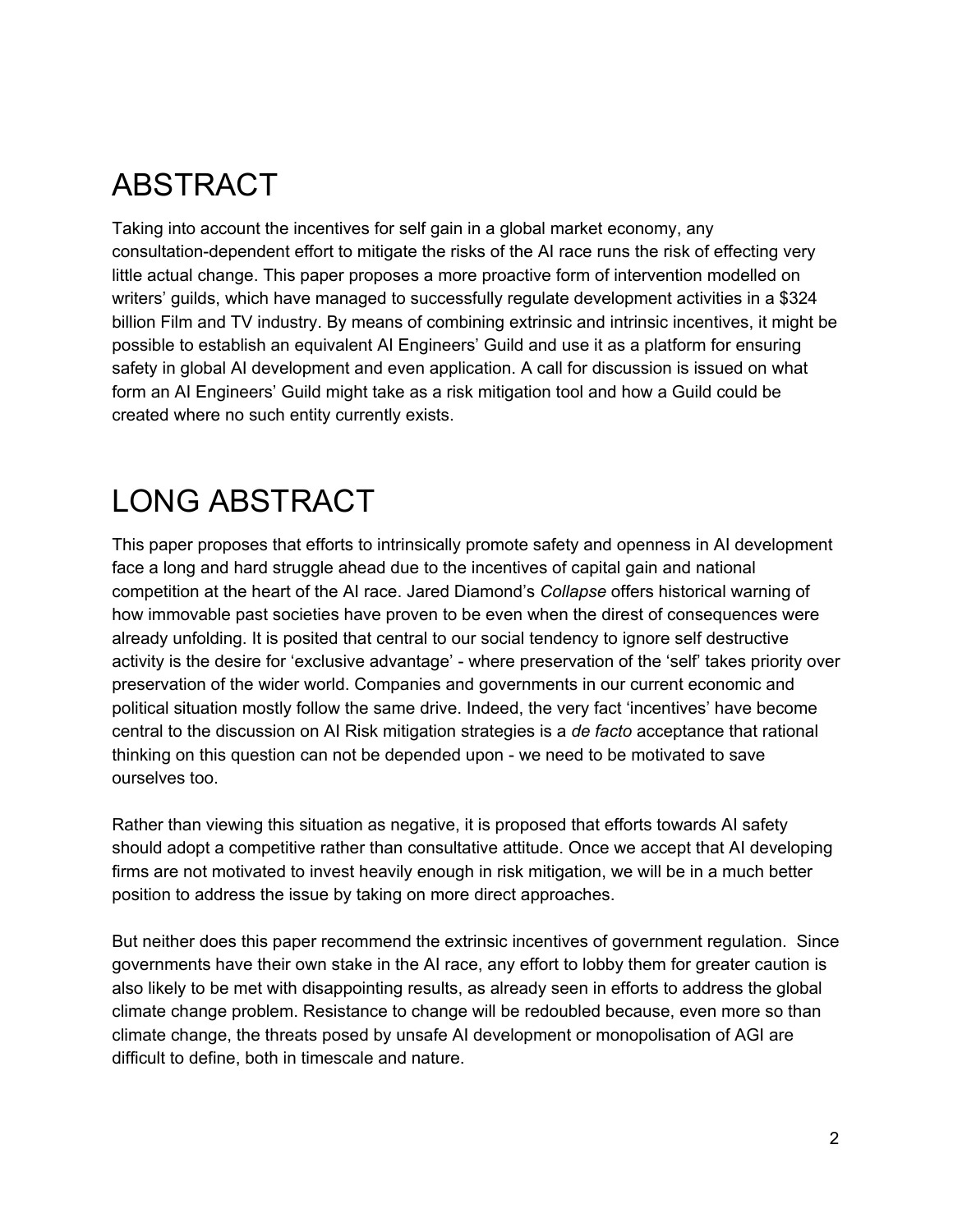# ABSTRACT

Taking into account the incentives for self gain in a global market economy, any consultation-dependent effort to mitigate the risks of the AI race runs the risk of effecting very little actual change. This paper proposes a more proactive form of intervention modelled on writers' guilds, which have managed to successfully regulate development activities in a $324 billion Film and TV industry. By means of combining extrinsic and intrinsic incentives, it might be possible to establish an equivalent AI Engineers' Guild and use it as a platform for ensuring safety in global AI development and even application. A call for discussion is issued on what form an AI Engineers' Guild might take as a risk mitigation tool and how a Guild could be created where no such entity currently exists.

# LONG ABSTRACT

This paper proposes that efforts to intrinsically promote safety and openness in AI development face a long and hard struggle ahead due to the incentives of capital gain and national competition at the heart of the AI race. Jared Diamond's *Collapse* offers historical warning of how immovable past societies have proven to be even when the direst of consequences were already unfolding. It is posited that central to our social tendency to ignore self destructive activity is the desire for 'exclusive advantage' - where preservation of the 'self' takes priority over preservation of the wider world. Companies and governments in our current economic and political situation mostly follow the same drive. Indeed, the very fact 'incentives' have become central to the discussion on AI Risk mitigation strategies is a *de facto* acceptance that rational thinking on this question can not be depended upon - we need to be motivated to save ourselves too.

Rather than viewing this situation as negative, it is proposed that efforts towards AI safety should adopt a competitive rather than consultative attitude. Once we accept that AI developing firms are not motivated to invest heavily enough in risk mitigation, we will be in a much better position to address the issue by taking on more direct approaches.

But neither does this paper recommend the extrinsic incentives of government regulation. Since governments have their own stake in the AI race, any effort to lobby them for greater caution is also likely to be met with disappointing results, as already seen in efforts to address the global climate change problem. Resistance to change will be redoubled because, even more so than climate change, the threats posed by unsafe AI development or monopolisation of AGI are difficult to define, both in timescale and nature.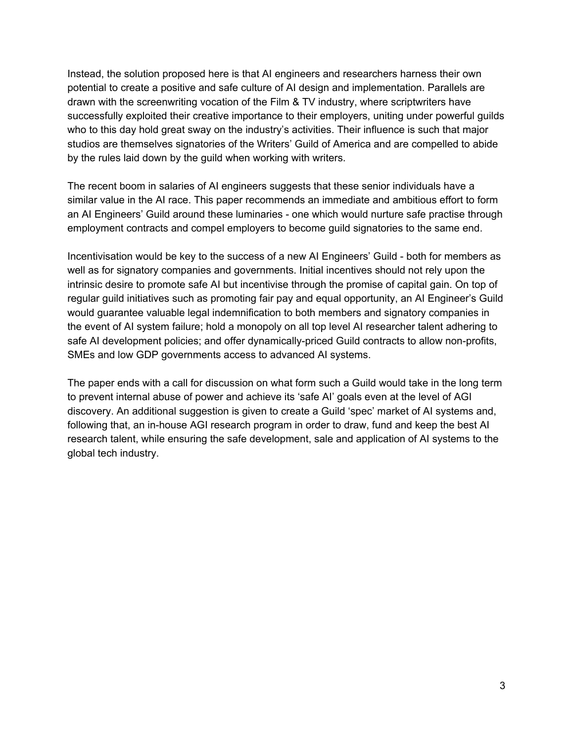Instead, the solution proposed here is that AI engineers and researchers harness their own potential to create a positive and safe culture of AI design and implementation. Parallels are drawn with the screenwriting vocation of the Film & TV industry, where scriptwriters have successfully exploited their creative importance to their employers, uniting under powerful guilds who to this day hold great sway on the industry's activities. Their influence is such that major studios are themselves signatories of the Writers' Guild of America and are compelled to abide by the rules laid down by the guild when working with writers.

The recent boom in salaries of AI engineers suggests that these senior individuals have a similar value in the AI race. This paper recommends an immediate and ambitious effort to form an AI Engineers' Guild around these luminaries - one which would nurture safe practise through employment contracts and compel employers to become guild signatories to the same end.

Incentivisation would be key to the success of a new AI Engineers' Guild - both for members as well as for signatory companies and governments. Initial incentives should not rely upon the intrinsic desire to promote safe AI but incentivise through the promise of capital gain. On top of regular guild initiatives such as promoting fair pay and equal opportunity, an AI Engineer's Guild would guarantee valuable legal indemnification to both members and signatory companies in the event of AI system failure; hold a monopoly on all top level AI researcher talent adhering to safe AI development policies; and offer dynamically-priced Guild contracts to allow non-profits, SMEs and low GDP governments access to advanced AI systems.

The paper ends with a call for discussion on what form such a Guild would take in the long term to prevent internal abuse of power and achieve its 'safe AI' goals even at the level of AGI discovery. An additional suggestion is given to create a Guild 'spec' market of AI systems and, following that, an in-house AGI research program in order to draw, fund and keep the best AI research talent, while ensuring the safe development, sale and application of AI systems to the global tech industry.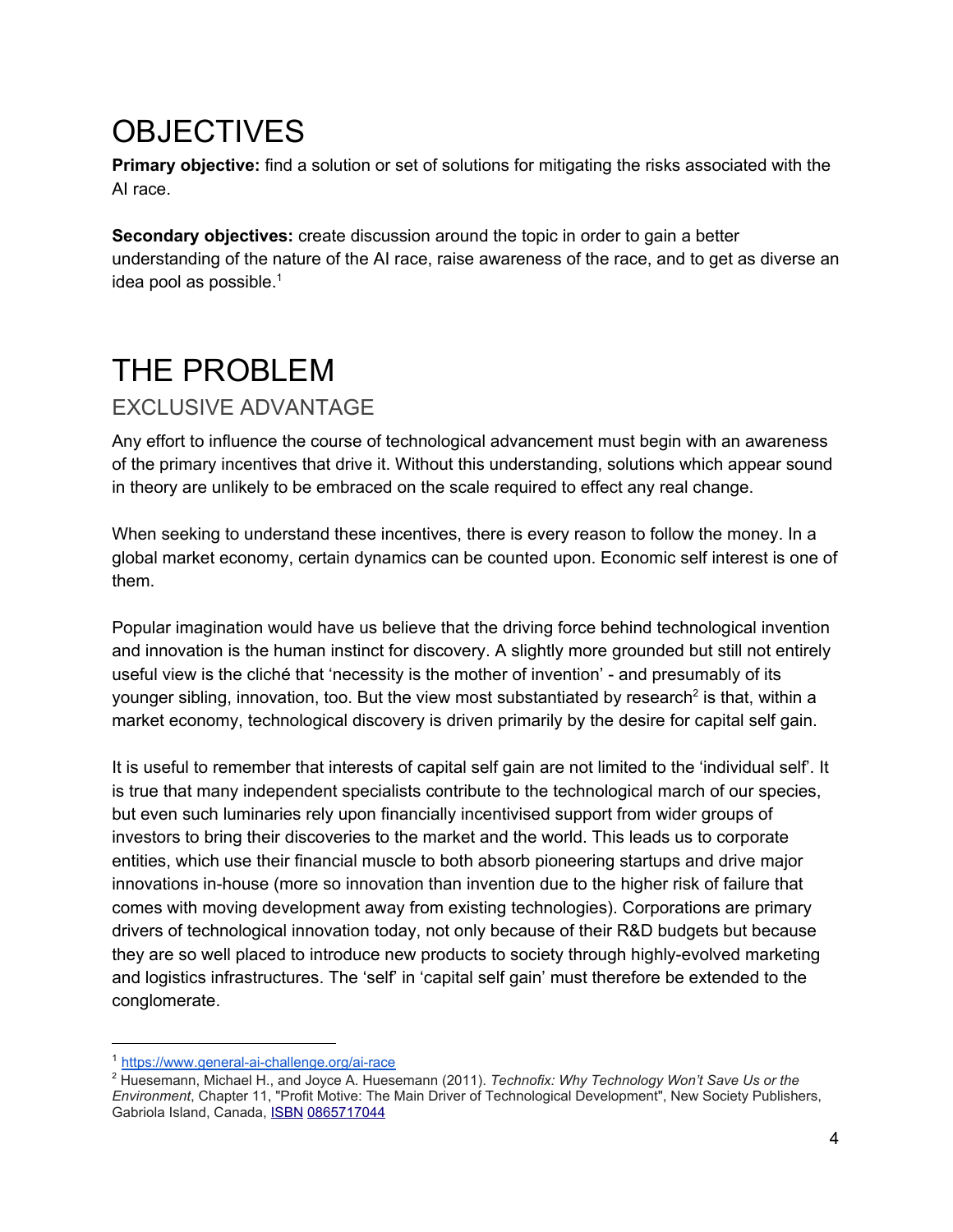# OBJECTIVES

**Primary objective:** find a solution or set of solutions for mitigating the risks associated with the AI race.

**Secondary objectives:** create discussion around the topic in order to gain a better understanding of the nature of the AI race, raise awareness of the race, and to get as diverse an idea pool as possible.[1]

# THE PROBLEM

## EXCLUSIVE ADVANTAGE

Any effort to influence the course of technological advancement must begin with an awareness of the primary incentives that drive it. Without this understanding, solutions which appear sound in theory are unlikely to be embraced on the scale required to effect any real change.

When seeking to understand these incentives, there is every reason to follow the money. In a global market economy, certain dynamics can be counted upon. Economic self interest is one of them.

Popular imagination would have us believe that the driving force behind technological invention and innovation is the human instinct for discovery. A slightly more grounded but still not entirely useful view is the cliché that 'necessity is the mother of invention' - and presumably of its younger sibling, innovation, too. But the view most substantiated by research[2] is that, within a market economy, technological discovery is driven primarily by the desire for capital self gain.

It is useful to remember that interests of capital self gain are not limited to the 'individual self'. It is true that many independent specialists contribute to the technological march of our species, but even such luminaries rely upon financially incentivised support from wider groups of investors to bring their discoveries to the market and the world. This leads us to corporate entities, which use their financial muscle to both absorb pioneering startups and drive major innovations in-house (more so innovation than invention due to the higher risk of failure that comes with moving development away from existing technologies). Corporations are primary drivers of technological innovation today, not only because of their R&D budgets but because they are so well placed to introduce new products to society through highly-evolved marketing and logistics infrastructures. The 'self' in 'capital self gain' must therefore be extended to the conglomerate.

---

[1] https://www.general-ai-challenge.org/ai-race

[2] Huesemann, Michael H., and Joyce A. Huesemann (2011). *Technofix: Why Technology Won't Save Us or the Environment*, Chapter 11, "Profit Motive: The Main Driver of Technological Development", New Society Publishers, Gabriola Island, Canada, ISBN 0865717044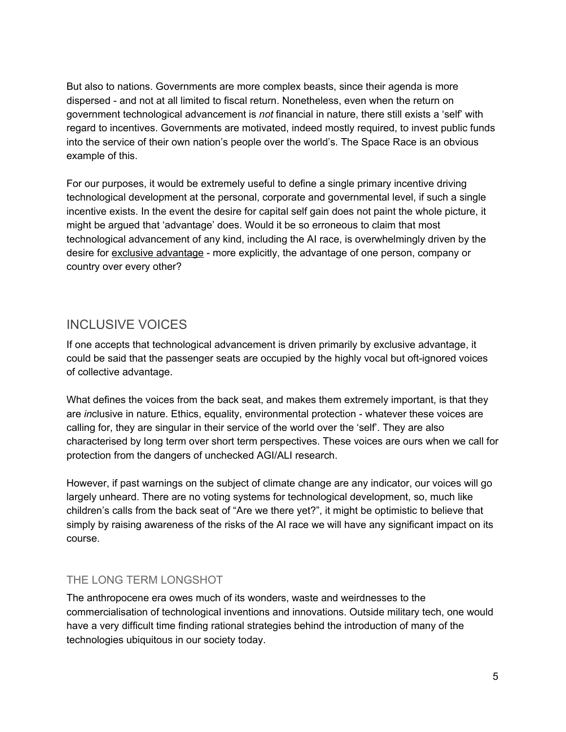But also to nations. Governments are more complex beasts, since their agenda is more dispersed - and not at all limited to fiscal return. Nonetheless, even when the return on government technological advancement is *not* financial in nature, there still exists a 'self' with regard to incentives. Governments are motivated, indeed mostly required, to invest public funds into the service of their own nation's people over the world's. The Space Race is an obvious example of this.

For our purposes, it would be extremely useful to define a single primary incentive driving technological development at the personal, corporate and governmental level, if such a single incentive exists. In the event the desire for capital self gain does not paint the whole picture, it might be argued that 'advantage' does. Would it be so erroneous to claim that most technological advancement of any kind, including the AI race, is overwhelmingly driven by the desire for <u>exclusive advantage</u> - more explicitly, the advantage of one person, company or country over every other?

## INCLUSIVE VOICES

If one accepts that technological advancement is driven primarily by exclusive advantage, it could be said that the passenger seats are occupied by the highly vocal but oft-ignored voices of collective advantage.

What defines the voices from the back seat, and makes them extremely important, is that they are *in*clusive in nature. Ethics, equality, environmental protection - whatever these voices are calling for, they are singular in their service of the world over the 'self'. They are also characterised by long term over short term perspectives. These voices are ours when we call for protection from the dangers of unchecked AGI/ALI research.

However, if past warnings on the subject of climate change are any indicator, our voices will go largely unheard. There are no voting systems for technological development, so, much like children's calls from the back seat of "Are we there yet?", it might be optimistic to believe that simply by raising awareness of the risks of the AI race we will have any significant impact on its course.

### THE LONG TERM LONGSHOT

The anthropocene era owes much of its wonders, waste and weirdnesses to the commercialisation of technological inventions and innovations. Outside military tech, one would have a very difficult time finding rational strategies behind the introduction of many of the technologies ubiquitous in our society today.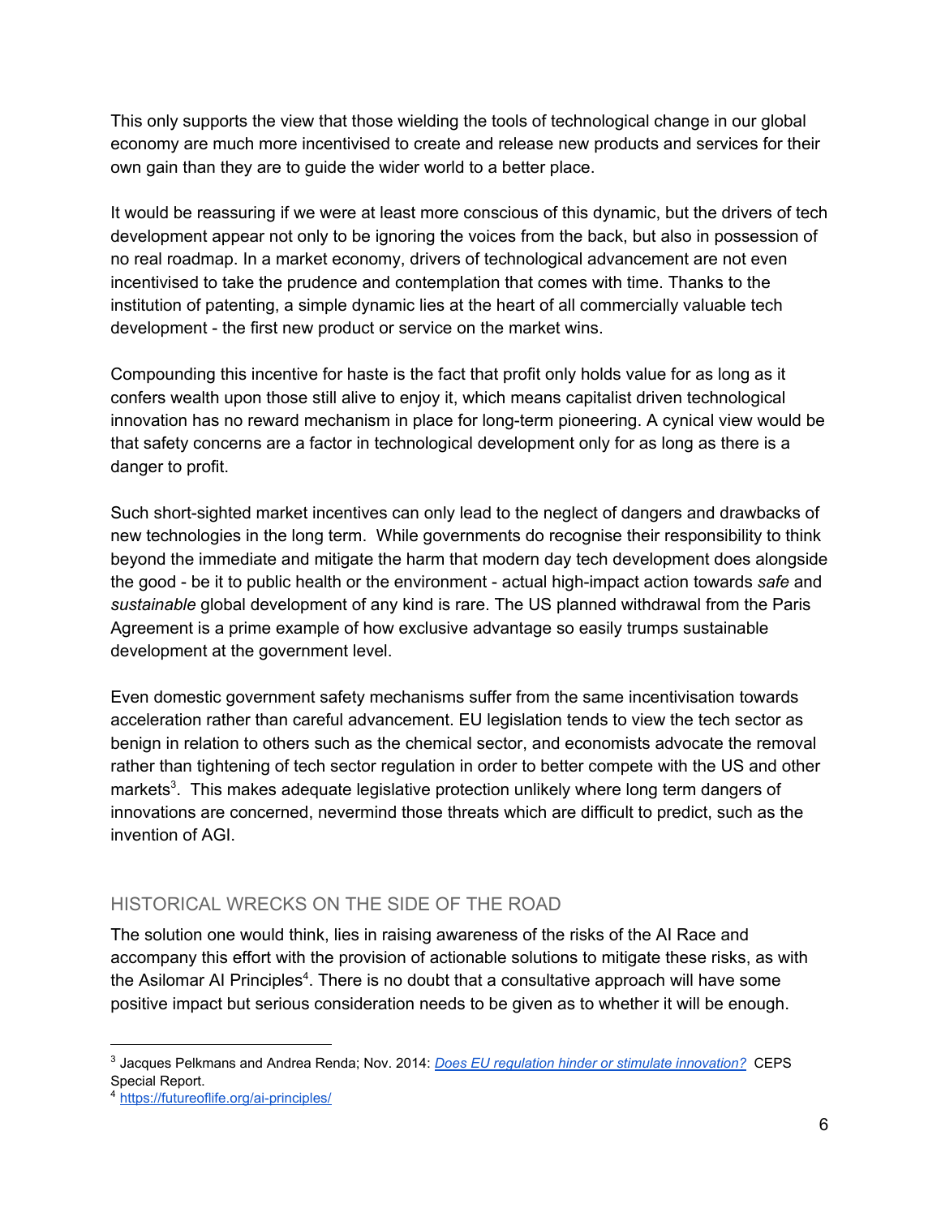This only supports the view that those wielding the tools of technological change in our global economy are much more incentivised to create and release new products and services for their own gain than they are to guide the wider world to a better place.

It would be reassuring if we were at least more conscious of this dynamic, but the drivers of tech development appear not only to be ignoring the voices from the back, but also in possession of no real roadmap. In a market economy, drivers of technological advancement are not even incentivised to take the prudence and contemplation that comes with time. Thanks to the institution of patenting, a simple dynamic lies at the heart of all commercially valuable tech development - the first new product or service on the market wins.

Compounding this incentive for haste is the fact that profit only holds value for as long as it confers wealth upon those still alive to enjoy it, which means capitalist driven technological innovation has no reward mechanism in place for long-term pioneering. A cynical view would be that safety concerns are a factor in technological development only for as long as there is a danger to profit.

Such short-sighted market incentives can only lead to the neglect of dangers and drawbacks of new technologies in the long term. While governments do recognise their responsibility to think beyond the immediate and mitigate the harm that modern day tech development does alongside the good - be it to public health or the environment - actual high-impact action towards *safe* and *sustainable* global development of any kind is rare. The US planned withdrawal from the Paris Agreement is a prime example of how exclusive advantage so easily trumps sustainable development at the government level.

Even domestic government safety mechanisms suffer from the same incentivisation towards acceleration rather than careful advancement. EU legislation tends to view the tech sector as benign in relation to others such as the chemical sector, and economists advocate the removal rather than tightening of tech sector regulation in order to better compete with the US and other markets[3]. This makes adequate legislative protection unlikely where long term dangers of innovations are concerned, nevermind those threats which are difficult to predict, such as the invention of AGI.

## HISTORICAL WRECKS ON THE SIDE OF THE ROAD

The solution one would think, lies in raising awareness of the risks of the AI Race and accompany this effort with the provision of actionable solutions to mitigate these risks, as with the Asilomar AI Principles[4]. There is no doubt that a consultative approach will have some positive impact but serious consideration needs to be given as to whether it will be enough.

---

[3] Jacques Pelkmans and Andrea Renda; Nov. 2014: *Does EU regulation hinder or stimulate innovation?* CEPS Special Report.

[4] https://futureoflife.org/ai-principles/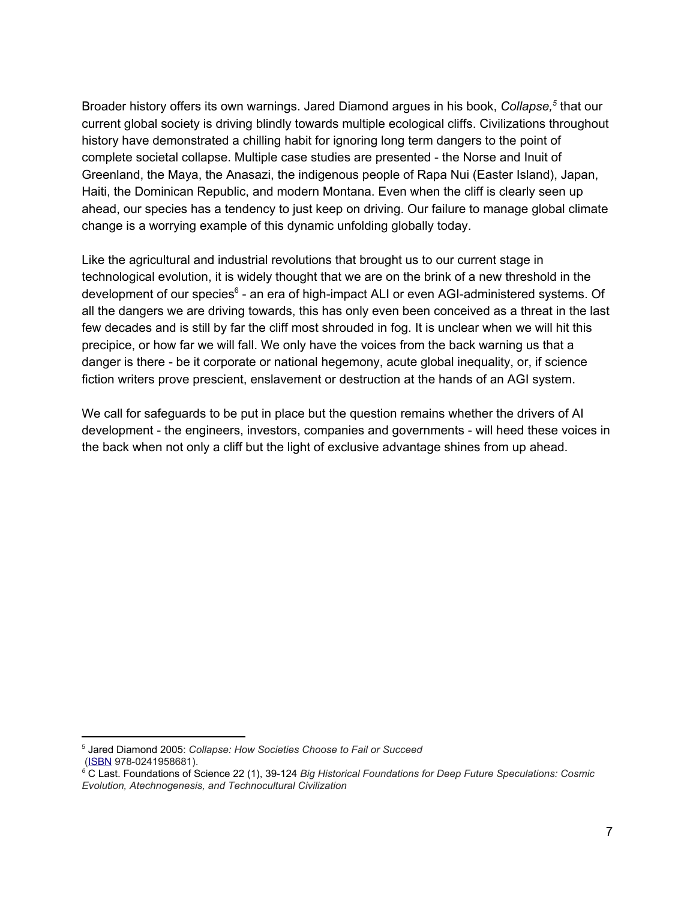Broader history offers its own warnings. Jared Diamond argues in his book, *Collapse,*[5] that our current global society is driving blindly towards multiple ecological cliffs. Civilizations throughout history have demonstrated a chilling habit for ignoring long term dangers to the point of complete societal collapse. Multiple case studies are presented - the Norse and Inuit of Greenland, the Maya, the Anasazi, the indigenous people of Rapa Nui (Easter Island), Japan, Haiti, the Dominican Republic, and modern Montana. Even when the cliff is clearly seen up ahead, our species has a tendency to just keep on driving. Our failure to manage global climate change is a worrying example of this dynamic unfolding globally today.

Like the agricultural and industrial revolutions that brought us to our current stage in technological evolution, it is widely thought that we are on the brink of a new threshold in the development of our species[6] - an era of high-impact ALI or even AGI-administered systems. Of all the dangers we are driving towards, this has only even been conceived as a threat in the last few decades and is still by far the cliff most shrouded in fog. It is unclear when we will hit this precipice, or how far we will fall. We only have the voices from the back warning us that a danger is there - be it corporate or national hegemony, acute global inequality, or, if science fiction writers prove prescient, enslavement or destruction at the hands of an AGI system.

We call for safeguards to be put in place but the question remains whether the drivers of AI development - the engineers, investors, companies and governments - will heed these voices in the back when not only a cliff but the light of exclusive advantage shines from up ahead.

---

[5] Jared Diamond 2005: *Collapse: How Societies Choose to Fail or Succeed* (ISBN 978-0241958681).

[6] C Last. Foundations of Science 22 (1), 39-124 *Big Historical Foundations for Deep Future Speculations: Cosmic Evolution, Atechnogenesis, and Technocultural Civilization*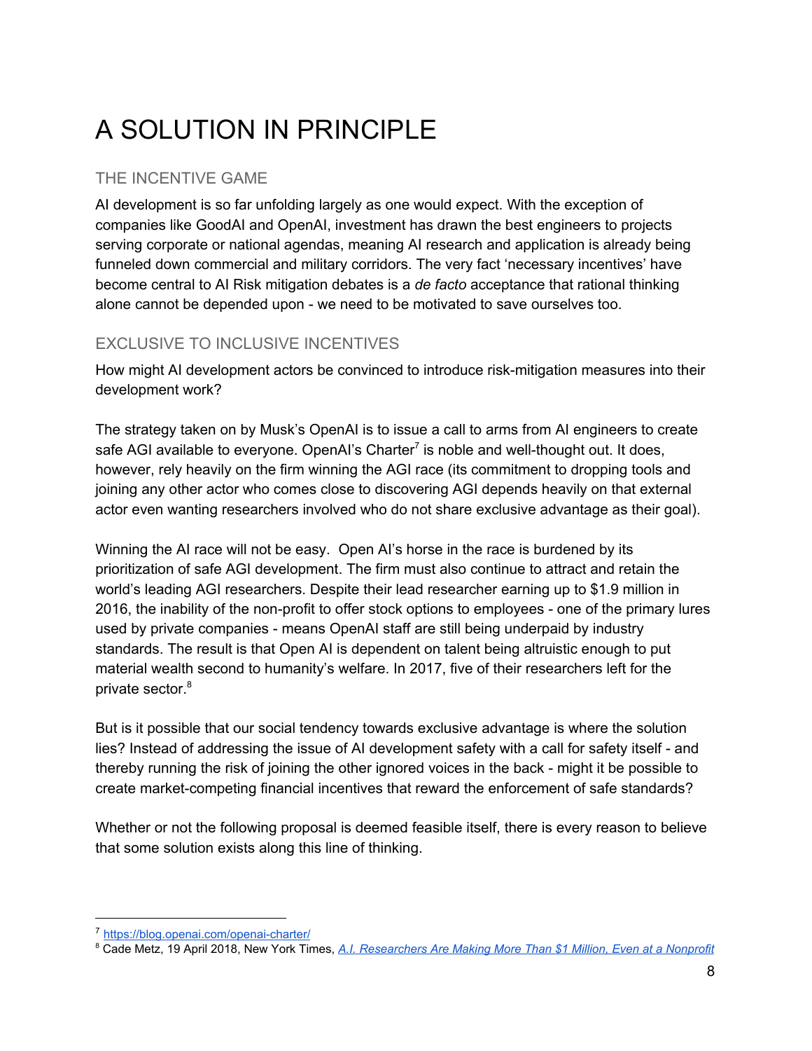# A SOLUTION IN PRINCIPLE

## THE INCENTIVE GAME

AI development is so far unfolding largely as one would expect. With the exception of companies like GoodAI and OpenAI, investment has drawn the best engineers to projects serving corporate or national agendas, meaning AI research and application is already being funneled down commercial and military corridors. The very fact 'necessary incentives' have become central to AI Risk mitigation debates is a *de facto* acceptance that rational thinking alone cannot be depended upon - we need to be motivated to save ourselves too.

## EXCLUSIVE TO INCLUSIVE INCENTIVES

How might AI development actors be convinced to introduce risk-mitigation measures into their development work?

The strategy taken on by Musk's OpenAI is to issue a call to arms from AI engineers to create safe AGI available to everyone. OpenAI's Charter[7] is noble and well-thought out. It does, however, rely heavily on the firm winning the AGI race (its commitment to dropping tools and joining any other actor who comes close to discovering AGI depends heavily on that external actor even wanting researchers involved who do not share exclusive advantage as their goal).

Winning the AI race will not be easy. Open AI's horse in the race is burdened by its prioritization of safe AGI development. The firm must also continue to attract and retain the world's leading AGI researchers. Despite their lead researcher earning up to $1.9 million in 2016, the inability of the non-profit to offer stock options to employees - one of the primary lures used by private companies - means OpenAI staff are still being underpaid by industry standards. The result is that Open AI is dependent on talent being altruistic enough to put material wealth second to humanity's welfare. In 2017, five of their researchers left for the private sector.[8]

But is it possible that our social tendency towards exclusive advantage is where the solution lies? Instead of addressing the issue of AI development safety with a call for safety itself - and thereby running the risk of joining the other ignored voices in the back - might it be possible to create market-competing financial incentives that reward the enforcement of safe standards?

Whether or not the following proposal is deemed feasible itself, there is every reason to believe that some solution exists along this line of thinking.

---

[7] https://blog.openai.com/openai-charter/

[8] Cade Metz, 19 April 2018, New York Times, *A.I. Researchers Are Making More Than $1 Million, Even at a Nonprofit*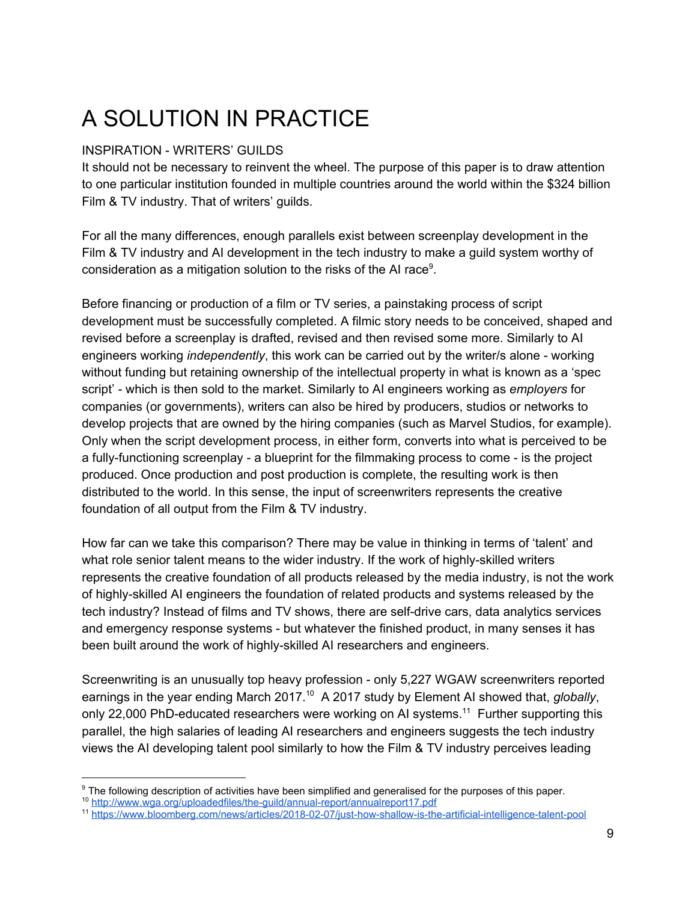# A SOLUTION IN PRACTICE

## INSPIRATION - WRITERS' GUILDS

It should not be necessary to reinvent the wheel. The purpose of this paper is to draw attention to one particular institution founded in multiple countries around the world within the $324 billion Film & TV industry. That of writers' guilds.

For all the many differences, enough parallels exist between screenplay development in the Film & TV industry and AI development in the tech industry to make a guild system worthy of consideration as a mitigation solution to the risks of the AI race[9].

Before financing or production of a film or TV series, a painstaking process of script development must be successfully completed. A filmic story needs to be conceived, shaped and revised before a screenplay is drafted, revised and then revised some more. Similarly to AI engineers working *independently*, this work can be carried out by the writer/s alone - working without funding but retaining ownership of the intellectual property in what is known as a 'spec script' - which is then sold to the market. Similarly to AI engineers working as *employers* for companies (or governments), writers can also be hired by producers, studios or networks to develop projects that are owned by the hiring companies (such as Marvel Studios, for example). Only when the script development process, in either form, converts into what is perceived to be a fully-functioning screenplay - a blueprint for the filmmaking process to come - is the project produced. Once production and post production is complete, the resulting work is then distributed to the world. In this sense, the input of screenwriters represents the creative foundation of all output from the Film & TV industry.

How far can we take this comparison? There may be value in thinking in terms of 'talent' and what role senior talent means to the wider industry. If the work of highly-skilled writers represents the creative foundation of all products released by the media industry, is not the work of highly-skilled AI engineers the foundation of related products and systems released by the tech industry? Instead of films and TV shows, there are self-drive cars, data analytics services and emergency response systems - but whatever the finished product, in many senses it has been built around the work of highly-skilled AI researchers and engineers.

Screenwriting is an unusually top heavy profession - only 5,227 WGAW screenwriters reported earnings in the year ending March 2017.[10] A 2017 study by Element AI showed that, *globally*, only 22,000 PhD-educated researchers were working on AI systems.[11] Further supporting this parallel, the high salaries of leading AI researchers and engineers suggests the tech industry views the AI developing talent pool similarly to how the Film & TV industry perceives leading

---

[9] The following description of activities have been simplified and generalised for the purposes of this paper.

[10] http://www.wga.org/uploadedfiles/the-guild/annual-report/annualreport17.pdf

[11] https://www.bloomberg.com/news/articles/2018-02-07/just-how-shallow-is-the-artificial-intelligence-talent-pool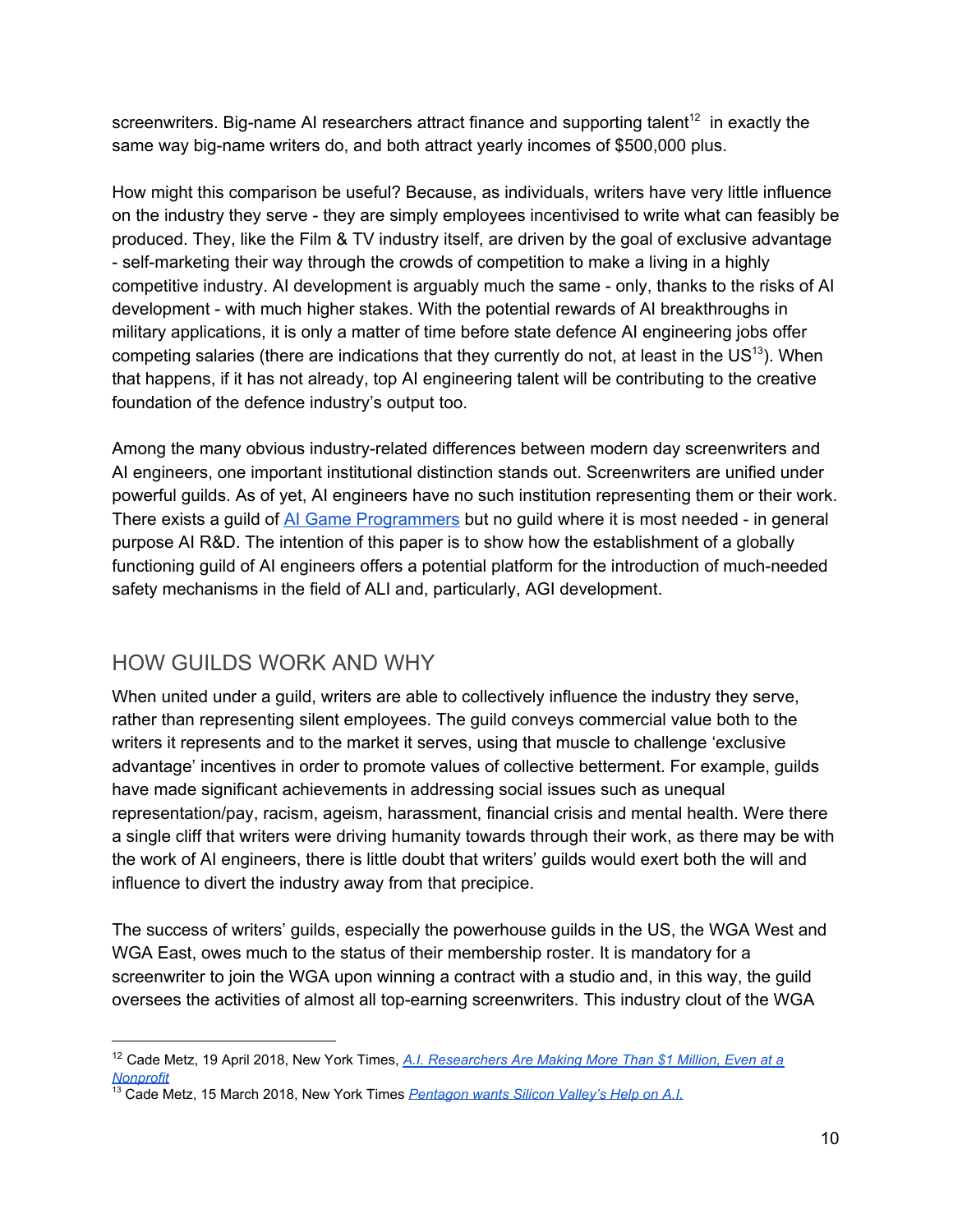screenwriters. Big-name AI researchers attract finance and supporting talent[12] in exactly the same way big-name writers do, and both attract yearly incomes of $500,000 plus.

How might this comparison be useful? Because, as individuals, writers have very little influence on the industry they serve - they are simply employees incentivised to write what can feasibly be produced. They, like the Film & TV industry itself, are driven by the goal of exclusive advantage - self-marketing their way through the crowds of competition to make a living in a highly competitive industry. AI development is arguably much the same - only, thanks to the risks of AI development - with much higher stakes. With the potential rewards of AI breakthroughs in military applications, it is only a matter of time before state defence AI engineering jobs offer competing salaries (there are indications that they currently do not, at least in the US[13]). When that happens, if it has not already, top AI engineering talent will be contributing to the creative foundation of the defence industry's output too.

Among the many obvious industry-related differences between modern day screenwriters and AI engineers, one important institutional distinction stands out. Screenwriters are unified under powerful guilds. As of yet, AI engineers have no such institution representing them or their work. There exists a guild of [AI Game Programmers](#) but no guild where it is most needed - in general purpose AI R&D. The intention of this paper is to show how the establishment of a globally functioning guild of AI engineers offers a potential platform for the introduction of much-needed safety mechanisms in the field of ALI and, particularly, AGI development.

## HOW GUILDS WORK AND WHY

When united under a guild, writers are able to collectively influence the industry they serve, rather than representing silent employees. The guild conveys commercial value both to the writers it represents and to the market it serves, using that muscle to challenge 'exclusive advantage' incentives in order to promote values of collective betterment. For example, guilds have made significant achievements in addressing social issues such as unequal representation/pay, racism, ageism, harassment, financial crisis and mental health. Were there a single cliff that writers were driving humanity towards through their work, as there may be with the work of AI engineers, there is little doubt that writers' guilds would exert both the will and influence to divert the industry away from that precipice.

The success of writers' guilds, especially the powerhouse guilds in the US, the WGA West and WGA East, owes much to the status of their membership roster. It is mandatory for a screenwriter to join the WGA upon winning a contract with a studio and, in this way, the guild oversees the activities of almost all top-earning screenwriters. This industry clout of the WGA

---

[12] Cade Metz, 19 April 2018, New York Times, *A.I. Researchers Are Making More Than $1 Million, Even at a Nonprofit*

[13] Cade Metz, 15 March 2018, New York Times *Pentagon wants Silicon Valley's Help on A.I.*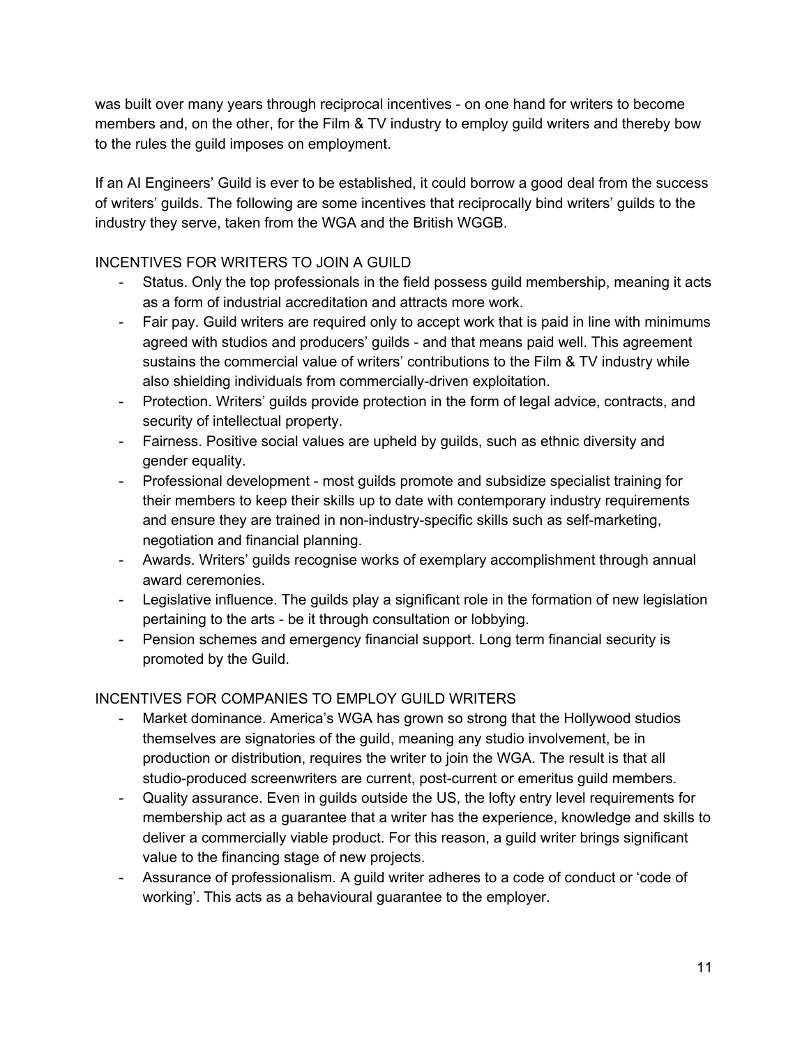was built over many years through reciprocal incentives - on one hand for writers to become members and, on the other, for the Film & TV industry to employ guild writers and thereby bow to the rules the guild imposes on employment.

If an AI Engineers' Guild is ever to be established, it could borrow a good deal from the success of writers' guilds. The following are some incentives that reciprocally bind writers' guilds to the industry they serve, taken from the WGA and the British WGGB.

INCENTIVES FOR WRITERS TO JOIN A GUILD

- Status. Only the top professionals in the field possess guild membership, meaning it acts as a form of industrial accreditation and attracts more work.
- Fair pay. Guild writers are required only to accept work that is paid in line with minimums agreed with studios and producers' guilds - and that means paid well. This agreement sustains the commercial value of writers' contributions to the Film & TV industry while also shielding individuals from commercially-driven exploitation.
- Protection. Writers' guilds provide protection in the form of legal advice, contracts, and security of intellectual property.
- Fairness. Positive social values are upheld by guilds, such as ethnic diversity and gender equality.
- Professional development - most guilds promote and subsidize specialist training for their members to keep their skills up to date with contemporary industry requirements and ensure they are trained in non-industry-specific skills such as self-marketing, negotiation and financial planning.
- Awards. Writers' guilds recognise works of exemplary accomplishment through annual award ceremonies.
- Legislative influence. The guilds play a significant role in the formation of new legislation pertaining to the arts - be it through consultation or lobbying.
- Pension schemes and emergency financial support. Long term financial security is promoted by the Guild.

INCENTIVES FOR COMPANIES TO EMPLOY GUILD WRITERS

- Market dominance. America's WGA has grown so strong that the Hollywood studios themselves are signatories of the guild, meaning any studio involvement, be in production or distribution, requires the writer to join the WGA. The result is that all studio-produced screenwriters are current, post-current or emeritus guild members.
- Quality assurance. Even in guilds outside the US, the lofty entry level requirements for membership act as a guarantee that a writer has the experience, knowledge and skills to deliver a commercially viable product. For this reason, a guild writer brings significant value to the financing stage of new projects.
- Assurance of professionalism. A guild writer adheres to a code of conduct or 'code of working'. This acts as a behavioural guarantee to the employer.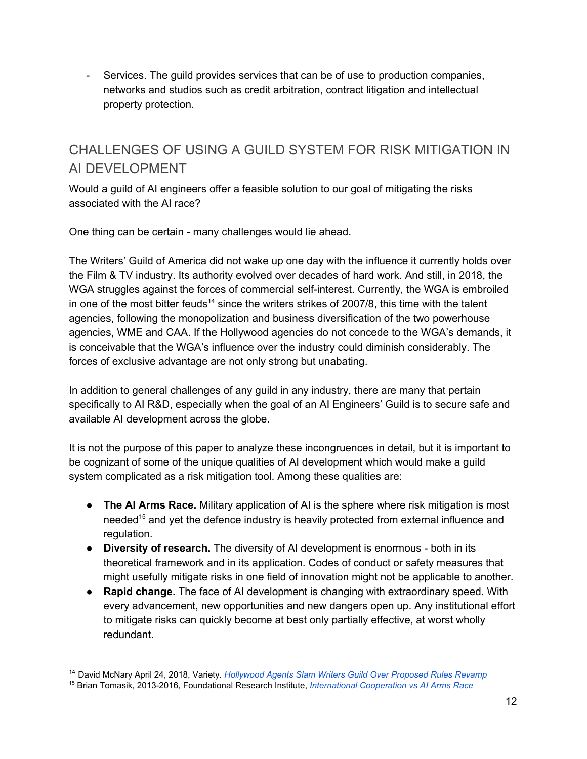- Services. The guild provides services that can be of use to production companies, networks and studios such as credit arbitration, contract litigation and intellectual property protection.

## CHALLENGES OF USING A GUILD SYSTEM FOR RISK MITIGATION IN AI DEVELOPMENT

Would a guild of AI engineers offer a feasible solution to our goal of mitigating the risks associated with the AI race?

One thing can be certain - many challenges would lie ahead.

The Writers' Guild of America did not wake up one day with the influence it currently holds over the Film & TV industry. Its authority evolved over decades of hard work. And still, in 2018, the WGA struggles against the forces of commercial self-interest. Currently, the WGA is embroiled in one of the most bitter feuds[14] since the writers strikes of 2007/8, this time with the talent agencies, following the monopolization and business diversification of the two powerhouse agencies, WME and CAA. If the Hollywood agencies do not concede to the WGA's demands, it is conceivable that the WGA's influence over the industry could diminish considerably. The forces of exclusive advantage are not only strong but unabating.

In addition to general challenges of any guild in any industry, there are many that pertain specifically to AI R&D, especially when the goal of an AI Engineers' Guild is to secure safe and available AI development across the globe.

It is not the purpose of this paper to analyze these incongruences in detail, but it is important to be cognizant of some of the unique qualities of AI development which would make a guild system complicated as a risk mitigation tool. Among these qualities are:

- **The AI Arms Race.** Military application of AI is the sphere where risk mitigation is most needed[15] and yet the defence industry is heavily protected from external influence and regulation.
- **Diversity of research.** The diversity of AI development is enormous - both in its theoretical framework and in its application. Codes of conduct or safety measures that might usefully mitigate risks in one field of innovation might not be applicable to another.
- **Rapid change.** The face of AI development is changing with extraordinary speed. With every advancement, new opportunities and new dangers open up. Any institutional effort to mitigate risks can quickly become at best only partially effective, at worst wholly redundant.

---

[14] David McNary April 24, 2018, Variety. *Hollywood Agents Slam Writers Guild Over Proposed Rules Revamp*

[15] Brian Tomasik, 2013-2016, Foundational Research Institute, *International Cooperation vs AI Arms Race*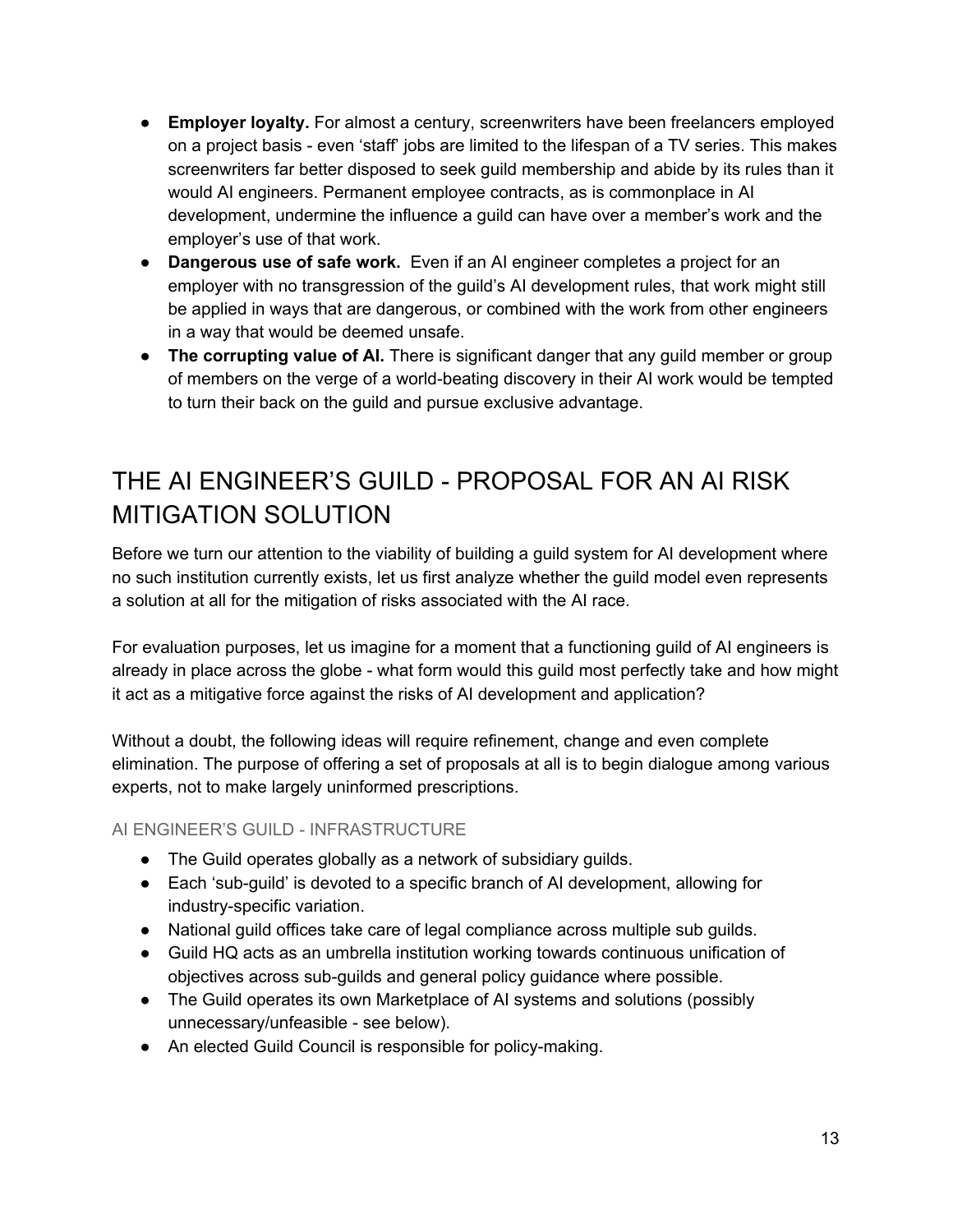- **Employer loyalty.** For almost a century, screenwriters have been freelancers employed on a project basis - even 'staff' jobs are limited to the lifespan of a TV series. This makes screenwriters far better disposed to seek guild membership and abide by its rules than it would AI engineers. Permanent employee contracts, as is commonplace in AI development, undermine the influence a guild can have over a member's work and the employer's use of that work.
- **Dangerous use of safe work.** Even if an AI engineer completes a project for an employer with no transgression of the guild's AI development rules, that work might still be applied in ways that are dangerous, or combined with the work from other engineers in a way that would be deemed unsafe.
- **The corrupting value of AI.** There is significant danger that any guild member or group of members on the verge of a world-beating discovery in their AI work would be tempted to turn their back on the guild and pursue exclusive advantage.

## THE AI ENGINEER'S GUILD - PROPOSAL FOR AN AI RISK MITIGATION SOLUTION

Before we turn our attention to the viability of building a guild system for AI development where no such institution currently exists, let us first analyze whether the guild model even represents a solution at all for the mitigation of risks associated with the AI race.

For evaluation purposes, let us imagine for a moment that a functioning guild of AI engineers is already in place across the globe - what form would this guild most perfectly take and how might it act as a mitigative force against the risks of AI development and application?

Without a doubt, the following ideas will require refinement, change and even complete elimination. The purpose of offering a set of proposals at all is to begin dialogue among various experts, not to make largely uninformed prescriptions.

### AI ENGINEER'S GUILD - INFRASTRUCTURE

- The Guild operates globally as a network of subsidiary guilds.
- Each 'sub-guild' is devoted to a specific branch of AI development, allowing for industry-specific variation.
- National guild offices take care of legal compliance across multiple sub guilds.
- Guild HQ acts as an umbrella institution working towards continuous unification of objectives across sub-guilds and general policy guidance where possible.
- The Guild operates its own Marketplace of AI systems and solutions (possibly unnecessary/unfeasible - see below).
- An elected Guild Council is responsible for policy-making.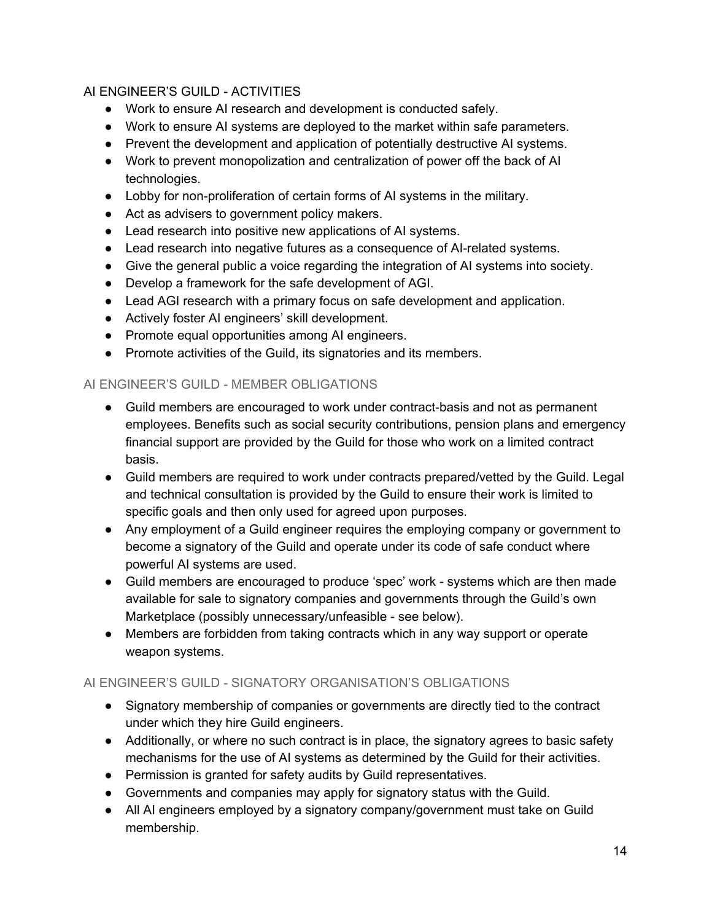## AI ENGINEER'S GUILD - ACTIVITIES

- Work to ensure AI research and development is conducted safely.
- Work to ensure AI systems are deployed to the market within safe parameters.
- Prevent the development and application of potentially destructive AI systems.
- Work to prevent monopolization and centralization of power off the back of AI technologies.
- Lobby for non-proliferation of certain forms of AI systems in the military.
- Act as advisers to government policy makers.
- Lead research into positive new applications of AI systems.
- Lead research into negative futures as a consequence of AI-related systems.
- Give the general public a voice regarding the integration of AI systems into society.
- Develop a framework for the safe development of AGI.
- Lead AGI research with a primary focus on safe development and application.
- Actively foster AI engineers' skill development.
- Promote equal opportunities among AI engineers.
- Promote activities of the Guild, its signatories and its members.

## AI ENGINEER'S GUILD - MEMBER OBLIGATIONS

- Guild members are encouraged to work under contract-basis and not as permanent employees. Benefits such as social security contributions, pension plans and emergency financial support are provided by the Guild for those who work on a limited contract basis.
- Guild members are required to work under contracts prepared/vetted by the Guild. Legal and technical consultation is provided by the Guild to ensure their work is limited to specific goals and then only used for agreed upon purposes.
- Any employment of a Guild engineer requires the employing company or government to become a signatory of the Guild and operate under its code of safe conduct where powerful AI systems are used.
- Guild members are encouraged to produce 'spec' work - systems which are then made available for sale to signatory companies and governments through the Guild's own Marketplace (possibly unnecessary/unfeasible - see below).
- Members are forbidden from taking contracts which in any way support or operate weapon systems.

## AI ENGINEER'S GUILD - SIGNATORY ORGANISATION'S OBLIGATIONS

- Signatory membership of companies or governments are directly tied to the contract under which they hire Guild engineers.
- Additionally, or where no such contract is in place, the signatory agrees to basic safety mechanisms for the use of AI systems as determined by the Guild for their activities.
- Permission is granted for safety audits by Guild representatives.
- Governments and companies may apply for signatory status with the Guild.
- All AI engineers employed by a signatory company/government must take on Guild membership.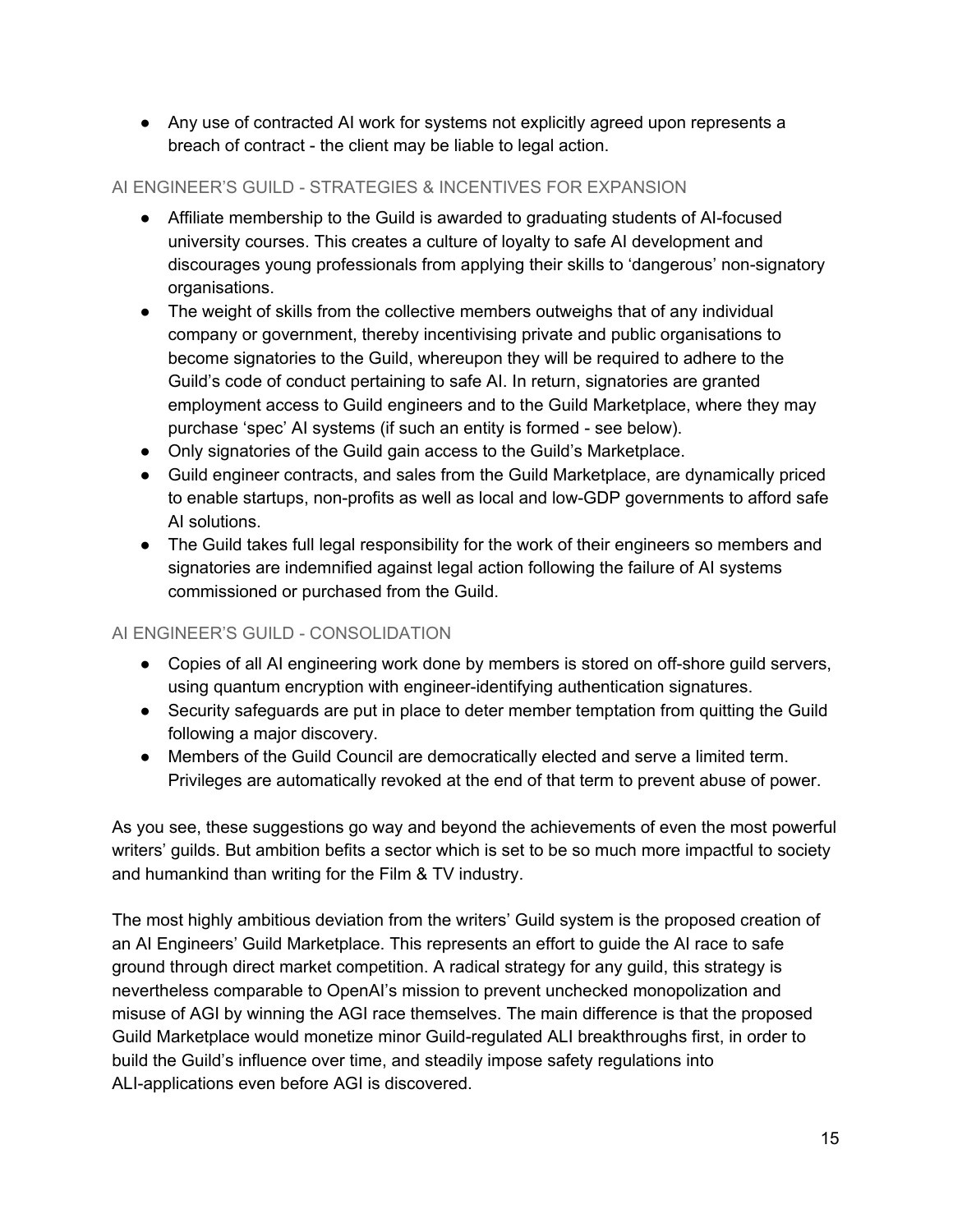- Any use of contracted AI work for systems not explicitly agreed upon represents a breach of contract - the client may be liable to legal action.

### AI ENGINEER'S GUILD - STRATEGIES & INCENTIVES FOR EXPANSION

- Affiliate membership to the Guild is awarded to graduating students of AI-focused university courses. This creates a culture of loyalty to safe AI development and discourages young professionals from applying their skills to 'dangerous' non-signatory organisations.
- The weight of skills from the collective members outweighs that of any individual company or government, thereby incentivising private and public organisations to become signatories to the Guild, whereupon they will be required to adhere to the Guild's code of conduct pertaining to safe AI. In return, signatories are granted employment access to Guild engineers and to the Guild Marketplace, where they may purchase 'spec' AI systems (if such an entity is formed - see below).
- Only signatories of the Guild gain access to the Guild's Marketplace.
- Guild engineer contracts, and sales from the Guild Marketplace, are dynamically priced to enable startups, non-profits as well as local and low-GDP governments to afford safe AI solutions.
- The Guild takes full legal responsibility for the work of their engineers so members and signatories are indemnified against legal action following the failure of AI systems commissioned or purchased from the Guild.

### AI ENGINEER'S GUILD - CONSOLIDATION

- Copies of all AI engineering work done by members is stored on off-shore guild servers, using quantum encryption with engineer-identifying authentication signatures.
- Security safeguards are put in place to deter member temptation from quitting the Guild following a major discovery.
- Members of the Guild Council are democratically elected and serve a limited term. Privileges are automatically revoked at the end of that term to prevent abuse of power.

As you see, these suggestions go way and beyond the achievements of even the most powerful writers' guilds. But ambition befits a sector which is set to be so much more impactful to society and humankind than writing for the Film & TV industry.

The most highly ambitious deviation from the writers' Guild system is the proposed creation of an AI Engineers' Guild Marketplace. This represents an effort to guide the AI race to safe ground through direct market competition. A radical strategy for any guild, this strategy is nevertheless comparable to OpenAI's mission to prevent unchecked monopolization and misuse of AGI by winning the AGI race themselves. The main difference is that the proposed Guild Marketplace would monetize minor Guild-regulated ALI breakthroughs first, in order to build the Guild's influence over time, and steadily impose safety regulations into ALI-applications even before AGI is discovered.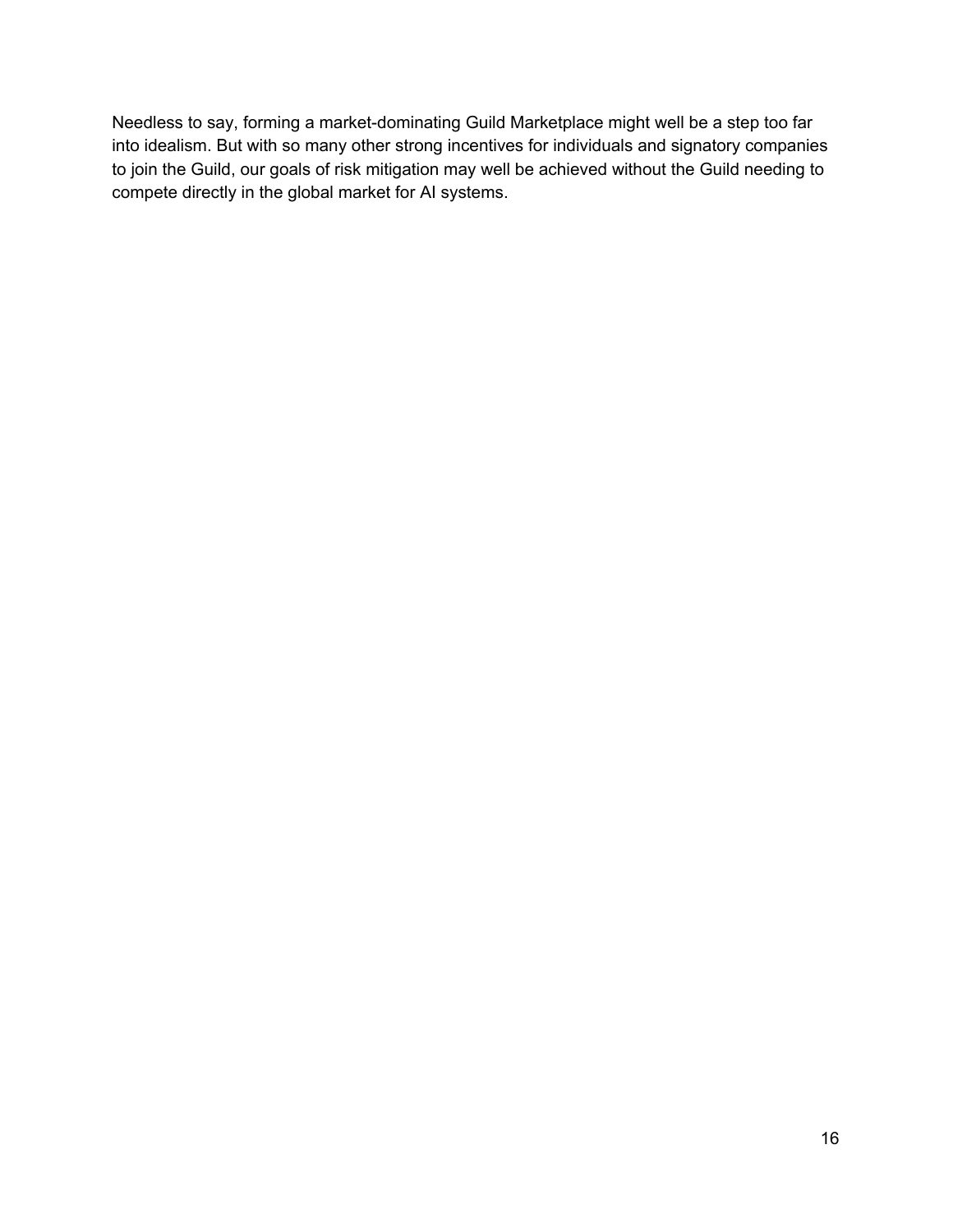Needless to say, forming a market-dominating Guild Marketplace might well be a step too far into idealism. But with so many other strong incentives for individuals and signatory companies to join the Guild, our goals of risk mitigation may well be achieved without the Guild needing to compete directly in the global market for AI systems.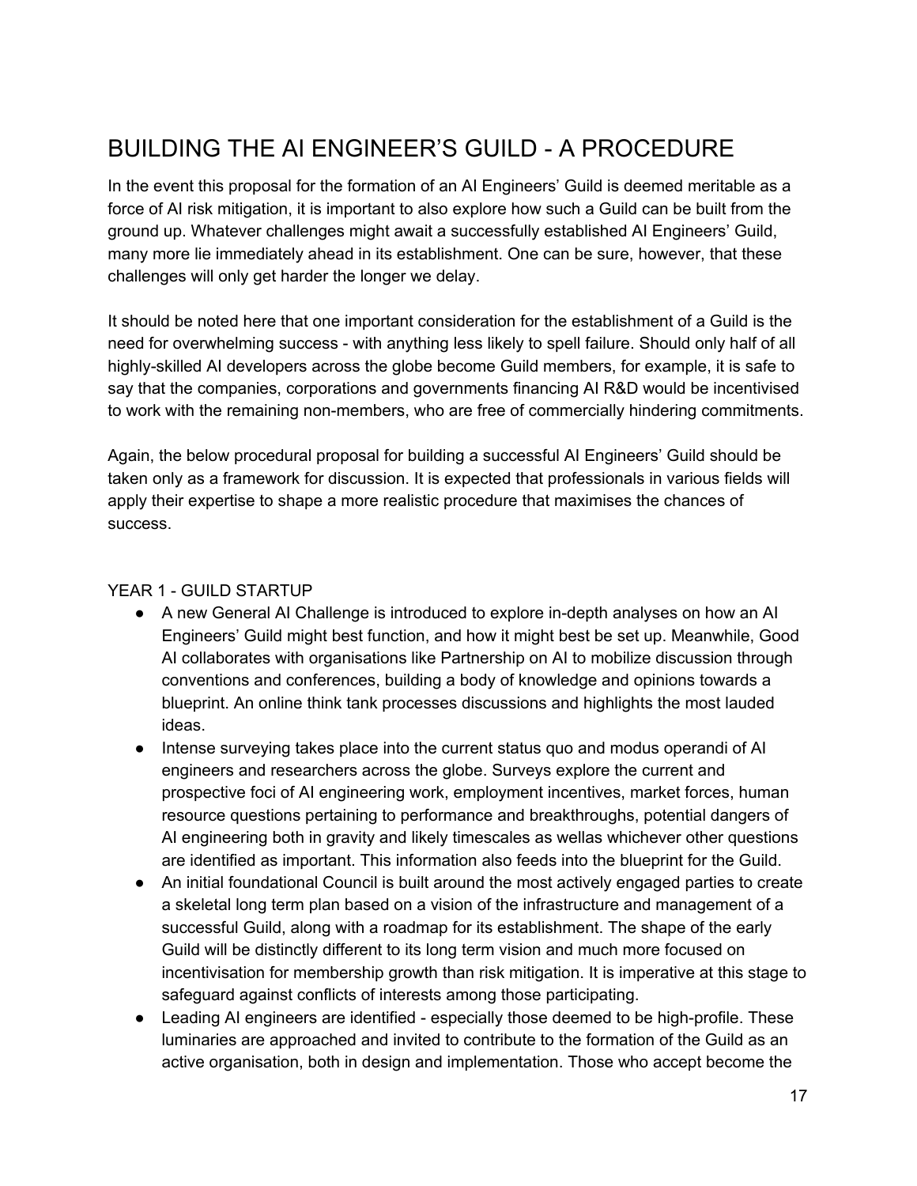# BUILDING THE AI ENGINEER'S GUILD - A PROCEDURE

In the event this proposal for the formation of an AI Engineers' Guild is deemed meritable as a force of AI risk mitigation, it is important to also explore how such a Guild can be built from the ground up. Whatever challenges might await a successfully established AI Engineers' Guild, many more lie immediately ahead in its establishment. One can be sure, however, that these challenges will only get harder the longer we delay.

It should be noted here that one important consideration for the establishment of a Guild is the need for overwhelming success - with anything less likely to spell failure. Should only half of all highly-skilled AI developers across the globe become Guild members, for example, it is safe to say that the companies, corporations and governments financing AI R&D would be incentivised to work with the remaining non-members, who are free of commercially hindering commitments.

Again, the below procedural proposal for building a successful AI Engineers' Guild should be taken only as a framework for discussion. It is expected that professionals in various fields will apply their expertise to shape a more realistic procedure that maximises the chances of success.

## YEAR 1 - GUILD STARTUP

- A new General AI Challenge is introduced to explore in-depth analyses on how an AI Engineers' Guild might best function, and how it might best be set up. Meanwhile, Good AI collaborates with organisations like Partnership on AI to mobilize discussion through conventions and conferences, building a body of knowledge and opinions towards a blueprint. An online think tank processes discussions and highlights the most lauded ideas.
- Intense surveying takes place into the current status quo and modus operandi of AI engineers and researchers across the globe. Surveys explore the current and prospective foci of AI engineering work, employment incentives, market forces, human resource questions pertaining to performance and breakthroughs, potential dangers of AI engineering both in gravity and likely timescales as wellas whichever other questions are identified as important. This information also feeds into the blueprint for the Guild.
- An initial foundational Council is built around the most actively engaged parties to create a skeletal long term plan based on a vision of the infrastructure and management of a successful Guild, along with a roadmap for its establishment. The shape of the early Guild will be distinctly different to its long term vision and much more focused on incentivisation for membership growth than risk mitigation. It is imperative at this stage to safeguard against conflicts of interests among those participating.
- Leading AI engineers are identified - especially those deemed to be high-profile. These luminaries are approached and invited to contribute to the formation of the Guild as an active organisation, both in design and implementation. Those who accept become the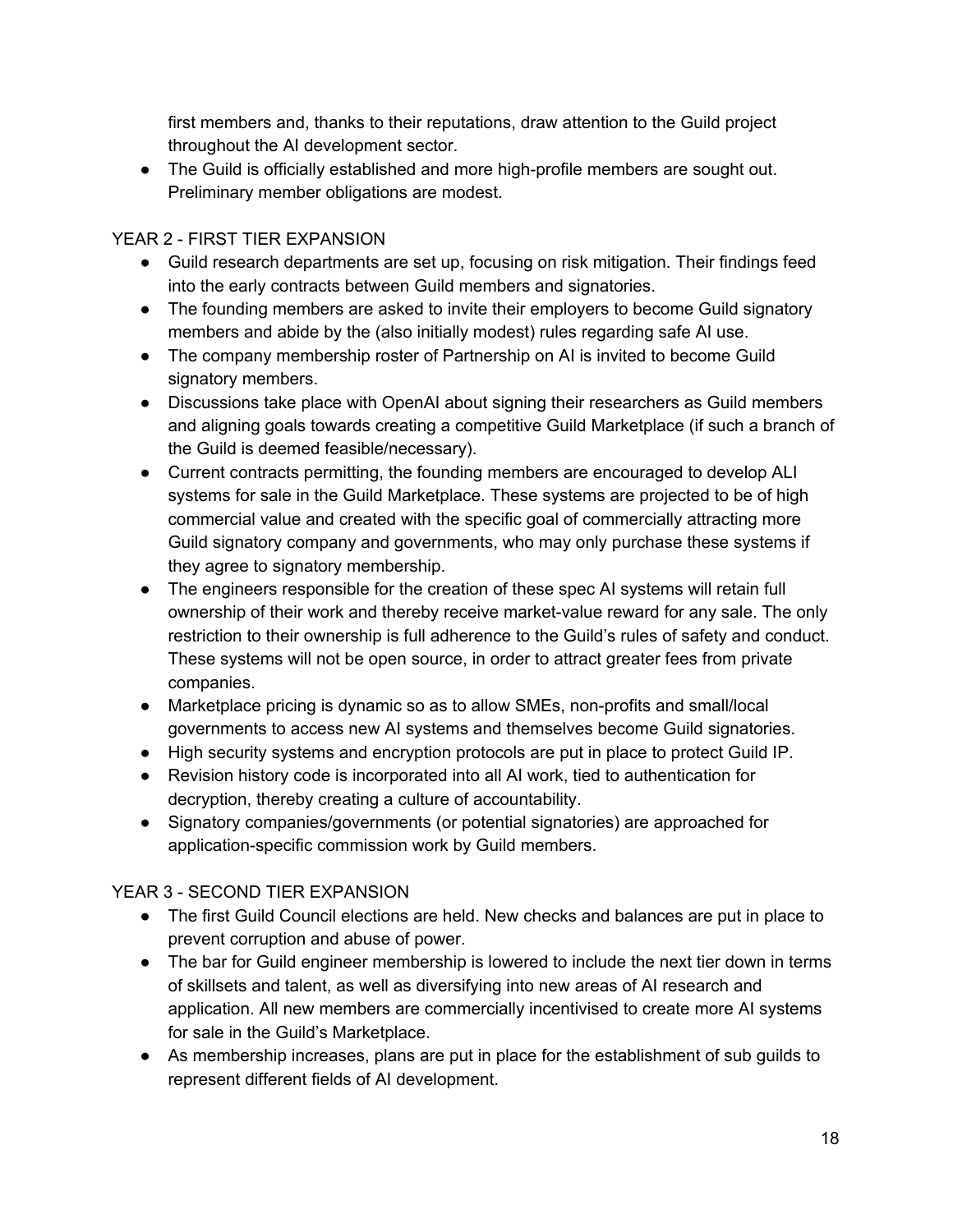first members and, thanks to their reputations, draw attention to the Guild project throughout the AI development sector.

- The Guild is officially established and more high-profile members are sought out. Preliminary member obligations are modest.

YEAR 2 - FIRST TIER EXPANSION

- Guild research departments are set up, focusing on risk mitigation. Their findings feed into the early contracts between Guild members and signatories.
- The founding members are asked to invite their employers to become Guild signatory members and abide by the (also initially modest) rules regarding safe AI use.
- The company membership roster of Partnership on AI is invited to become Guild signatory members.
- Discussions take place with OpenAI about signing their researchers as Guild members and aligning goals towards creating a competitive Guild Marketplace (if such a branch of the Guild is deemed feasible/necessary).
- Current contracts permitting, the founding members are encouraged to develop ALI systems for sale in the Guild Marketplace. These systems are projected to be of high commercial value and created with the specific goal of commercially attracting more Guild signatory company and governments, who may only purchase these systems if they agree to signatory membership.
- The engineers responsible for the creation of these spec AI systems will retain full ownership of their work and thereby receive market-value reward for any sale. The only restriction to their ownership is full adherence to the Guild's rules of safety and conduct. These systems will not be open source, in order to attract greater fees from private companies.
- Marketplace pricing is dynamic so as to allow SMEs, non-profits and small/local governments to access new AI systems and themselves become Guild signatories.
- High security systems and encryption protocols are put in place to protect Guild IP.
- Revision history code is incorporated into all AI work, tied to authentication for decryption, thereby creating a culture of accountability.
- Signatory companies/governments (or potential signatories) are approached for application-specific commission work by Guild members.

YEAR 3 - SECOND TIER EXPANSION

- The first Guild Council elections are held. New checks and balances are put in place to prevent corruption and abuse of power.
- The bar for Guild engineer membership is lowered to include the next tier down in terms of skillsets and talent, as well as diversifying into new areas of AI research and application. All new members are commercially incentivised to create more AI systems for sale in the Guild's Marketplace.
- As membership increases, plans are put in place for the establishment of sub guilds to represent different fields of AI development.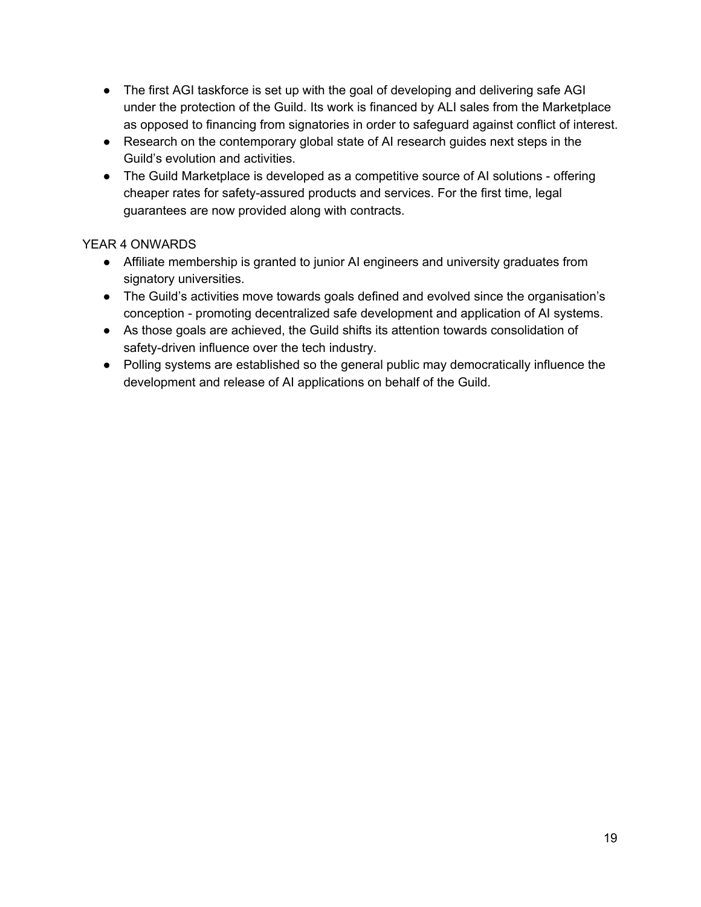- The first AGI taskforce is set up with the goal of developing and delivering safe AGI under the protection of the Guild. Its work is financed by ALI sales from the Marketplace as opposed to financing from signatories in order to safeguard against conflict of interest.
- Research on the contemporary global state of AI research guides next steps in the Guild's evolution and activities.
- The Guild Marketplace is developed as a competitive source of AI solutions - offering cheaper rates for safety-assured products and services. For the first time, legal guarantees are now provided along with contracts.

YEAR 4 ONWARDS

- Affiliate membership is granted to junior AI engineers and university graduates from signatory universities.
- The Guild's activities move towards goals defined and evolved since the organisation's conception - promoting decentralized safe development and application of AI systems.
- As those goals are achieved, the Guild shifts its attention towards consolidation of safety-driven influence over the tech industry.
- Polling systems are established so the general public may democratically influence the development and release of AI applications on behalf of the Guild.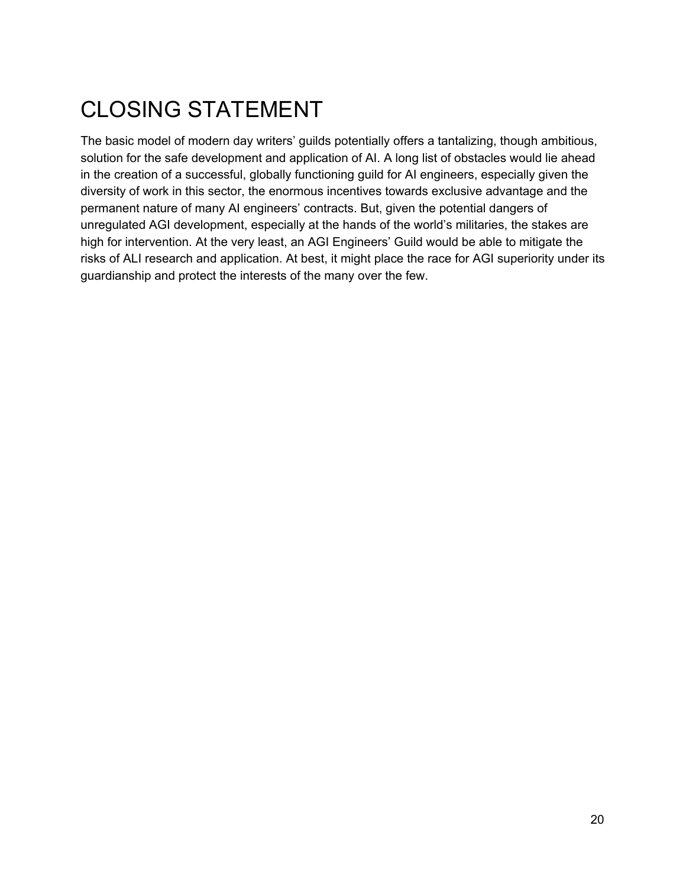# CLOSING STATEMENT

The basic model of modern day writers' guilds potentially offers a tantalizing, though ambitious, solution for the safe development and application of AI. A long list of obstacles would lie ahead in the creation of a successful, globally functioning guild for AI engineers, especially given the diversity of work in this sector, the enormous incentives towards exclusive advantage and the permanent nature of many AI engineers' contracts. But, given the potential dangers of unregulated AGI development, especially at the hands of the world's militaries, the stakes are high for intervention. At the very least, an AGI Engineers' Guild would be able to mitigate the risks of ALI research and application. At best, it might place the race for AGI superiority under its guardianship and protect the interests of the many over the few.